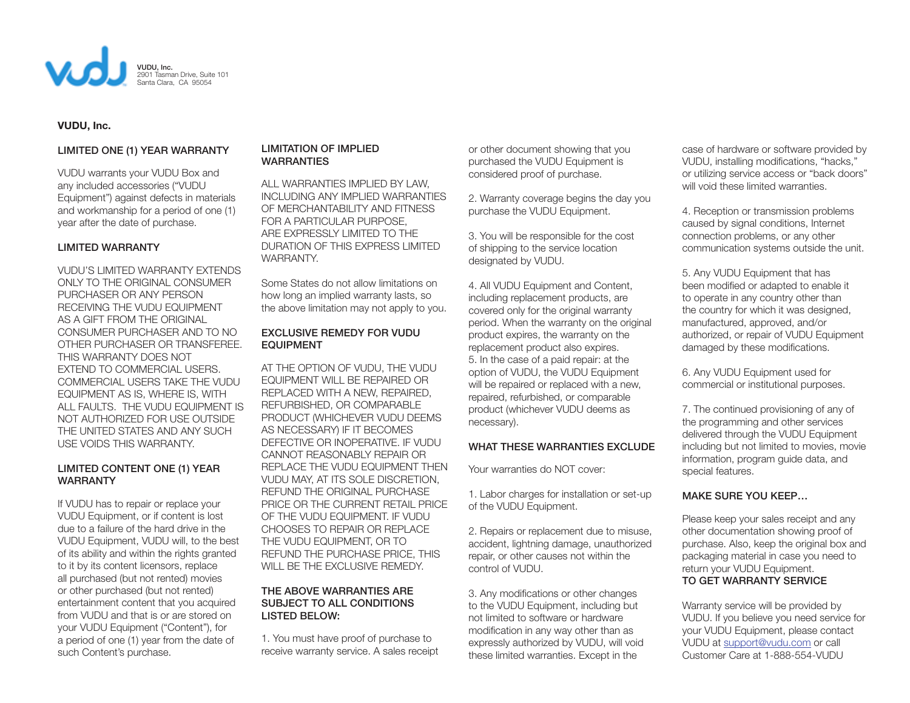VUDU, Inc.
2901 Tasman Drive, Suite 101
Santa Clara, CA 95054

**VUDU, Inc.**

## LIMITED ONE (1) YEAR WARRANTY

VUDU warrants your VUDU Box and any included accessories ("VUDU Equipment") against defects in materials and workmanship for a period of one (1) year after the date of purchase.

## LIMITED WARRANTY

VUDU'S LIMITED WARRANTY EXTENDS ONLY TO THE ORIGINAL CONSUMER PURCHASER OR ANY PERSON RECEIVING THE VUDU EQUIPMENT AS A GIFT FROM THE ORIGINAL CONSUMER PURCHASER AND TO NO OTHER PURCHASER OR TRANSFEREE. THIS WARRANTY DOES NOT EXTEND TO COMMERCIAL USERS. COMMERCIAL USERS TAKE THE VUDU EQUIPMENT AS IS, WHERE IS, WITH ALL FAULTS. THE VUDU EQUIPMENT IS NOT AUTHORIZED FOR USE OUTSIDE THE UNITED STATES AND ANY SUCH USE VOIDS THIS WARRANTY.

## LIMITED CONTENT ONE (1) YEAR WARRANTY

If VUDU has to repair or replace your VUDU Equipment, or if content is lost due to a failure of the hard drive in the VUDU Equipment, VUDU will, to the best of its ability and within the rights granted to it by its content licensors, replace all purchased (but not rented) movies or other purchased (but not rented) entertainment content that you acquired from VUDU and that is or are stored on your VUDU Equipment ("Content"), for a period of one (1) year from the date of such Content's purchase.

## LIMITATION OF IMPLIED WARRANTIES

ALL WARRANTIES IMPLIED BY LAW, INCLUDING ANY IMPLIED WARRANTIES OF MERCHANTABILITY AND FITNESS FOR A PARTICULAR PURPOSE, ARE EXPRESSLY LIMITED TO THE DURATION OF THIS EXPRESS LIMITED WARRANTY.

Some States do not allow limitations on how long an implied warranty lasts, so the above limitation may not apply to you.

## EXCLUSIVE REMEDY FOR VUDU EQUIPMENT

AT THE OPTION OF VUDU, THE VUDU EQUIPMENT WILL BE REPAIRED OR REPLACED WITH A NEW, REPAIRED, REFURBISHED, OR COMPARABLE PRODUCT (WHICHEVER VUDU DEEMS AS NECESSARY) IF IT BECOMES DEFECTIVE OR INOPERATIVE. IF VUDU CANNOT REASONABLY REPAIR OR REPLACE THE VUDU EQUIPMENT THEN VUDU MAY, AT ITS SOLE DISCRETION, REFUND THE ORIGINAL PURCHASE PRICE OR THE CURRENT RETAIL PRICE OF THE VUDU EQUIPMENT. IF VUDU CHOOSES TO REPAIR OR REPLACE THE VUDU EQUIPMENT, OR TO REFUND THE PURCHASE PRICE, THIS WILL BE THE EXCLUSIVE REMEDY.

## THE ABOVE WARRANTIES ARE SUBJECT TO ALL CONDITIONS LISTED BELOW:

1. You must have proof of purchase to receive warranty service. A sales receipt or other document showing that you purchased the VUDU Equipment is considered proof of purchase.

2. Warranty coverage begins the day you purchase the VUDU Equipment.

3. You will be responsible for the cost of shipping to the service location designated by VUDU.

4. All VUDU Equipment and Content, including replacement products, are covered only for the original warranty period. When the warranty on the original product expires, the warranty on the replacement product also expires.
5. In the case of a paid repair: at the option of VUDU, the VUDU Equipment will be repaired or replaced with a new, repaired, refurbished, or comparable product (whichever VUDU deems as necessary).

## WHAT THESE WARRANTIES EXCLUDE

Your warranties do NOT cover:

1. Labor charges for installation or set-up of the VUDU Equipment.

2. Repairs or replacement due to misuse, accident, lightning damage, unauthorized repair, or other causes not within the control of VUDU.

3. Any modifications or other changes to the VUDU Equipment, including but not limited to software or hardware modification in any way other than as expressly authorized by VUDU, will void these limited warranties. Except in the case of hardware or software provided by VUDU, installing modifications, "hacks," or utilizing service access or "back doors" will void these limited warranties.

4. Reception or transmission problems caused by signal conditions, Internet connection problems, or any other communication systems outside the unit.

5. Any VUDU Equipment that has been modified or adapted to enable it to operate in any country other than the country for which it was designed, manufactured, approved, and/or authorized, or repair of VUDU Equipment damaged by these modifications.

6. Any VUDU Equipment used for commercial or institutional purposes.

7. The continued provisioning of any of the programming and other services delivered through the VUDU Equipment including but not limited to movies, movie information, program guide data, and special features.

## MAKE SURE YOU KEEP…

Please keep your sales receipt and any other documentation showing proof of purchase. Also, keep the original box and packaging material in case you need to return your VUDU Equipment.

## TO GET WARRANTY SERVICE

Warranty service will be provided by VUDU. If you believe you need service for your VUDU Equipment, please contact VUDU at support@vudu.com or call Customer Care at 1-888-554-VUDU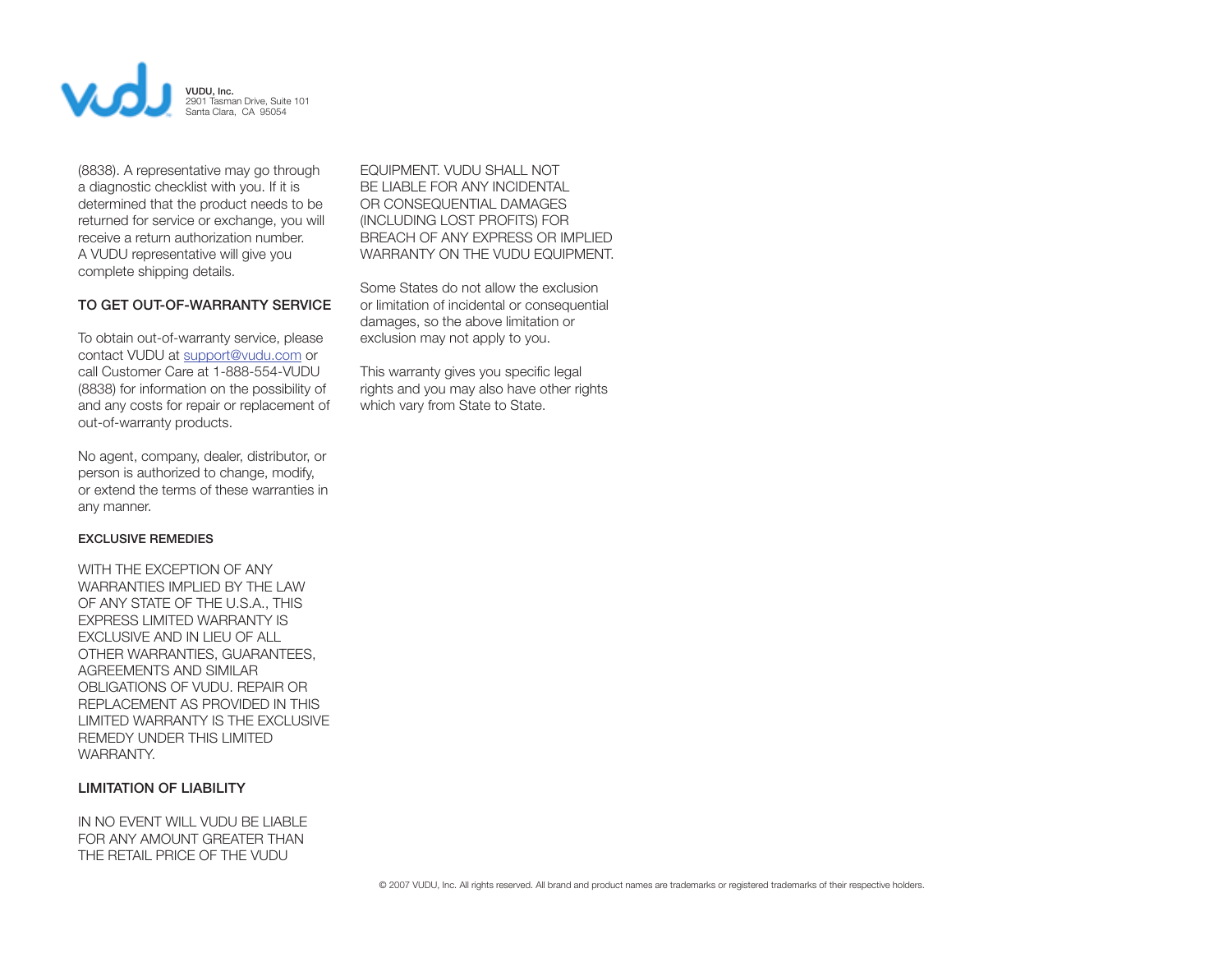**VUDU, Inc.**
2901 Tasman Drive, Suite 101
Santa Clara, CA 95054

(8838). A representative may go through a diagnostic checklist with you. If it is determined that the product needs to be returned for service or exchange, you will receive a return authorization number. A VUDU representative will give you complete shipping details.

## TO GET OUT-OF-WARRANTY SERVICE

To obtain out-of-warranty service, please contact VUDU at [support@vudu.com](mailto:support@vudu.com) or call Customer Care at 1-888-554-VUDU (8838) for information on the possibility of and any costs for repair or replacement of out-of-warranty products.

No agent, company, dealer, distributor, or person is authorized to change, modify, or extend the terms of these warranties in any manner.

### EXCLUSIVE REMEDIES

WITH THE EXCEPTION OF ANY WARRANTIES IMPLIED BY THE LAW OF ANY STATE OF THE U.S.A., THIS EXPRESS LIMITED WARRANTY IS EXCLUSIVE AND IN LIEU OF ALL OTHER WARRANTIES, GUARANTEES, AGREEMENTS AND SIMILAR OBLIGATIONS OF VUDU. REPAIR OR REPLACEMENT AS PROVIDED IN THIS LIMITED WARRANTY IS THE EXCLUSIVE REMEDY UNDER THIS LIMITED WARRANTY.

## LIMITATION OF LIABILITY

IN NO EVENT WILL VUDU BE LIABLE FOR ANY AMOUNT GREATER THAN THE RETAIL PRICE OF THE VUDU EQUIPMENT. VUDU SHALL NOT BE LIABLE FOR ANY INCIDENTAL OR CONSEQUENTIAL DAMAGES (INCLUDING LOST PROFITS) FOR BREACH OF ANY EXPRESS OR IMPLIED WARRANTY ON THE VUDU EQUIPMENT.

Some States do not allow the exclusion or limitation of incidental or consequential damages, so the above limitation or exclusion may not apply to you.

This warranty gives you specific legal rights and you may also have other rights which vary from State to State.

© 2007 VUDU, Inc. All rights reserved. All brand and product names are trademarks or registered trademarks of their respective holders.